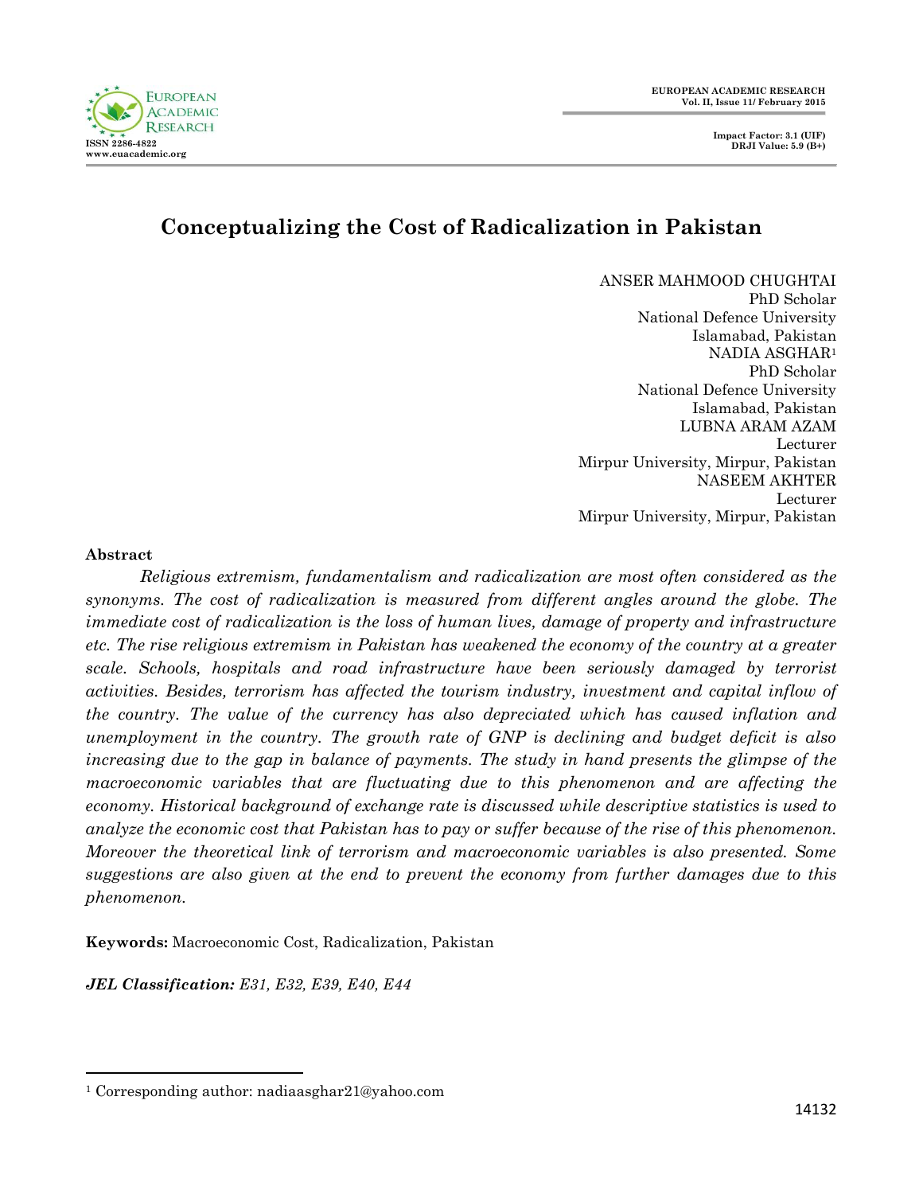# Conceptualizing the Cost of Radicalization in Pakistan

ANSER MAHMOOD CHUGHTAI
PhD Scholar
National Defence University
Islamabad, Pakistan

NADIA ASGHAR[1]
PhD Scholar
National Defence University
Islamabad, Pakistan

LUBNA ARAM AZAM
Lecturer
Mirpur University, Mirpur, Pakistan

NASEEM AKHTER
Lecturer
Mirpur University, Mirpur, Pakistan

**Abstract**

*Religious extremism, fundamentalism and radicalization are most often considered as the synonyms. The cost of radicalization is measured from different angles around the globe. The immediate cost of radicalization is the loss of human lives, damage of property and infrastructure etc. The rise religious extremism in Pakistan has weakened the economy of the country at a greater scale. Schools, hospitals and road infrastructure have been seriously damaged by terrorist activities. Besides, terrorism has affected the tourism industry, investment and capital inflow of the country. The value of the currency has also depreciated which has caused inflation and unemployment in the country. The growth rate of GNP is declining and budget deficit is also increasing due to the gap in balance of payments. The study in hand presents the glimpse of the macroeconomic variables that are fluctuating due to this phenomenon and are affecting the economy. Historical background of exchange rate is discussed while descriptive statistics is used to analyze the economic cost that Pakistan has to pay or suffer because of the rise of this phenomenon. Moreover the theoretical link of terrorism and macroeconomic variables is also presented. Some suggestions are also given at the end to prevent the economy from further damages due to this phenomenon.*

**Keywords:** Macroeconomic Cost, Radicalization, Pakistan

***JEL Classification:*** *E31, E32, E39, E40, E44*

[1] Corresponding author: nadiaasghar21@yahoo.com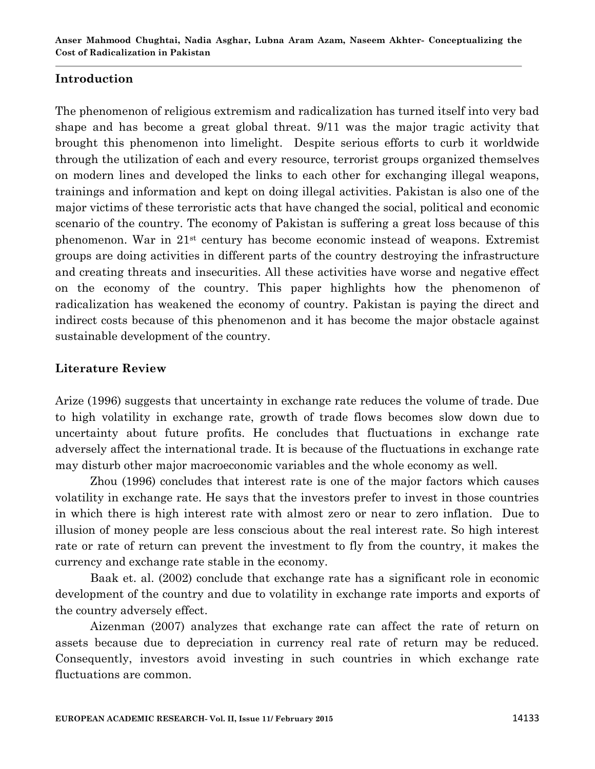## Introduction

The phenomenon of religious extremism and radicalization has turned itself into very bad shape and has become a great global threat. 9/11 was the major tragic activity that brought this phenomenon into limelight. Despite serious efforts to curb it worldwide through the utilization of each and every resource, terrorist groups organized themselves on modern lines and developed the links to each other for exchanging illegal weapons, trainings and information and kept on doing illegal activities. Pakistan is also one of the major victims of these terroristic acts that have changed the social, political and economic scenario of the country. The economy of Pakistan is suffering a great loss because of this phenomenon. War in 21st century has become economic instead of weapons. Extremist groups are doing activities in different parts of the country destroying the infrastructure and creating threats and insecurities. All these activities have worse and negative effect on the economy of the country. This paper highlights how the phenomenon of radicalization has weakened the economy of country. Pakistan is paying the direct and indirect costs because of this phenomenon and it has become the major obstacle against sustainable development of the country.

## Literature Review

Arize (1996) suggests that uncertainty in exchange rate reduces the volume of trade. Due to high volatility in exchange rate, growth of trade flows becomes slow down due to uncertainty about future profits. He concludes that fluctuations in exchange rate adversely affect the international trade. It is because of the fluctuations in exchange rate may disturb other major macroeconomic variables and the whole economy as well.

Zhou (1996) concludes that interest rate is one of the major factors which causes volatility in exchange rate. He says that the investors prefer to invest in those countries in which there is high interest rate with almost zero or near to zero inflation. Due to illusion of money people are less conscious about the real interest rate. So high interest rate or rate of return can prevent the investment to fly from the country, it makes the currency and exchange rate stable in the economy.

Baak et. al. (2002) conclude that exchange rate has a significant role in economic development of the country and due to volatility in exchange rate imports and exports of the country adversely effect.

Aizenman (2007) analyzes that exchange rate can affect the rate of return on assets because due to depreciation in currency real rate of return may be reduced. Consequently, investors avoid investing in such countries in which exchange rate fluctuations are common.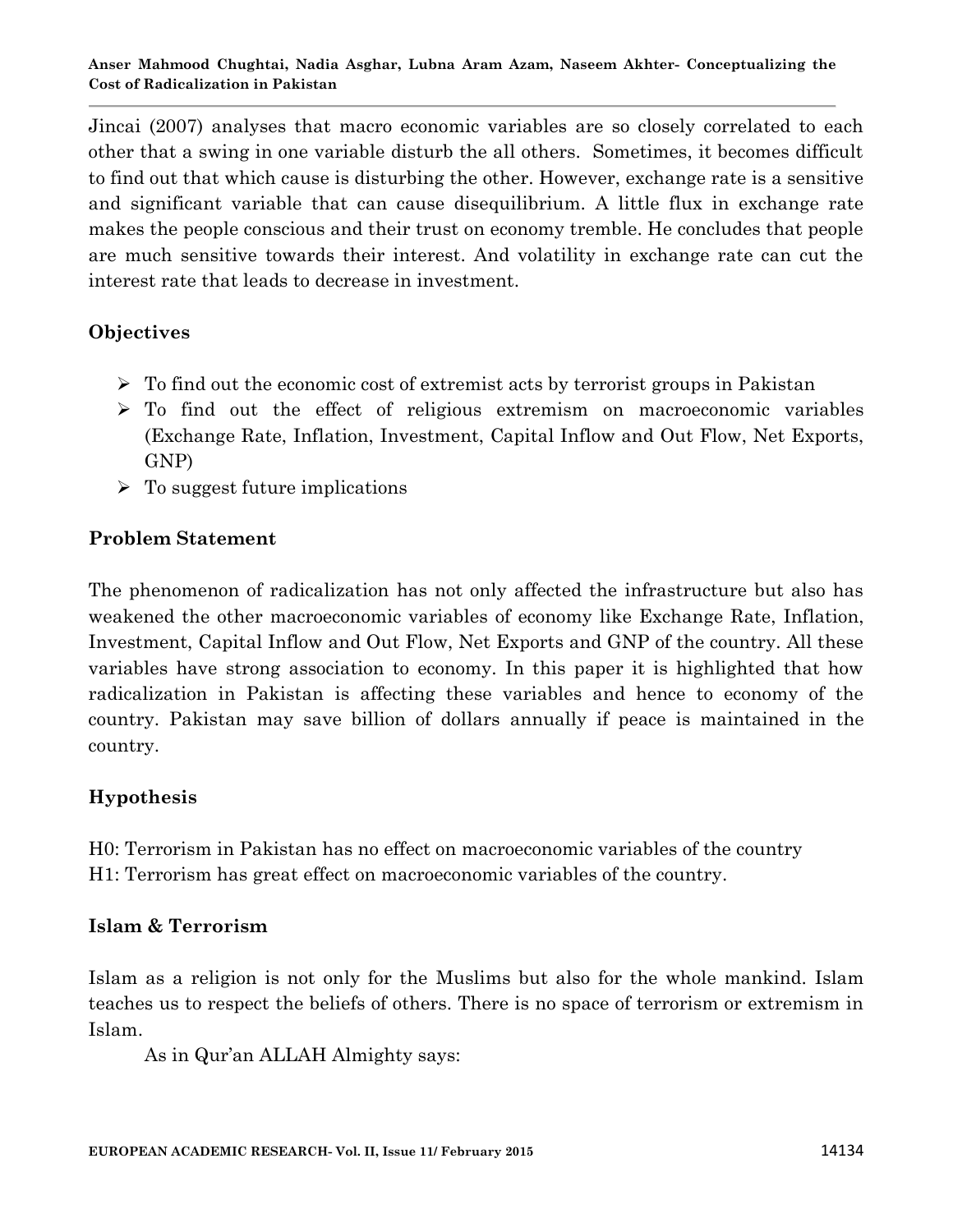Jincai (2007) analyses that macro economic variables are so closely correlated to each other that a swing in one variable disturb the all others. Sometimes, it becomes difficult to find out that which cause is disturbing the other. However, exchange rate is a sensitive and significant variable that can cause disequilibrium. A little flux in exchange rate makes the people conscious and their trust on economy tremble. He concludes that people are much sensitive towards their interest. And volatility in exchange rate can cut the interest rate that leads to decrease in investment.

## Objectives

- To find out the economic cost of extremist acts by terrorist groups in Pakistan
- To find out the effect of religious extremism on macroeconomic variables (Exchange Rate, Inflation, Investment, Capital Inflow and Out Flow, Net Exports, GNP)
- To suggest future implications

## Problem Statement

The phenomenon of radicalization has not only affected the infrastructure but also has weakened the other macroeconomic variables of economy like Exchange Rate, Inflation, Investment, Capital Inflow and Out Flow, Net Exports and GNP of the country. All these variables have strong association to economy. In this paper it is highlighted that how radicalization in Pakistan is affecting these variables and hence to economy of the country. Pakistan may save billion of dollars annually if peace is maintained in the country.

## Hypothesis

H0: Terrorism in Pakistan has no effect on macroeconomic variables of the country
H1: Terrorism has great effect on macroeconomic variables of the country.

## Islam & Terrorism

Islam as a religion is not only for the Muslims but also for the whole mankind. Islam teaches us to respect the beliefs of others. There is no space of terrorism or extremism in Islam.

As in Qur'an ALLAH Almighty says: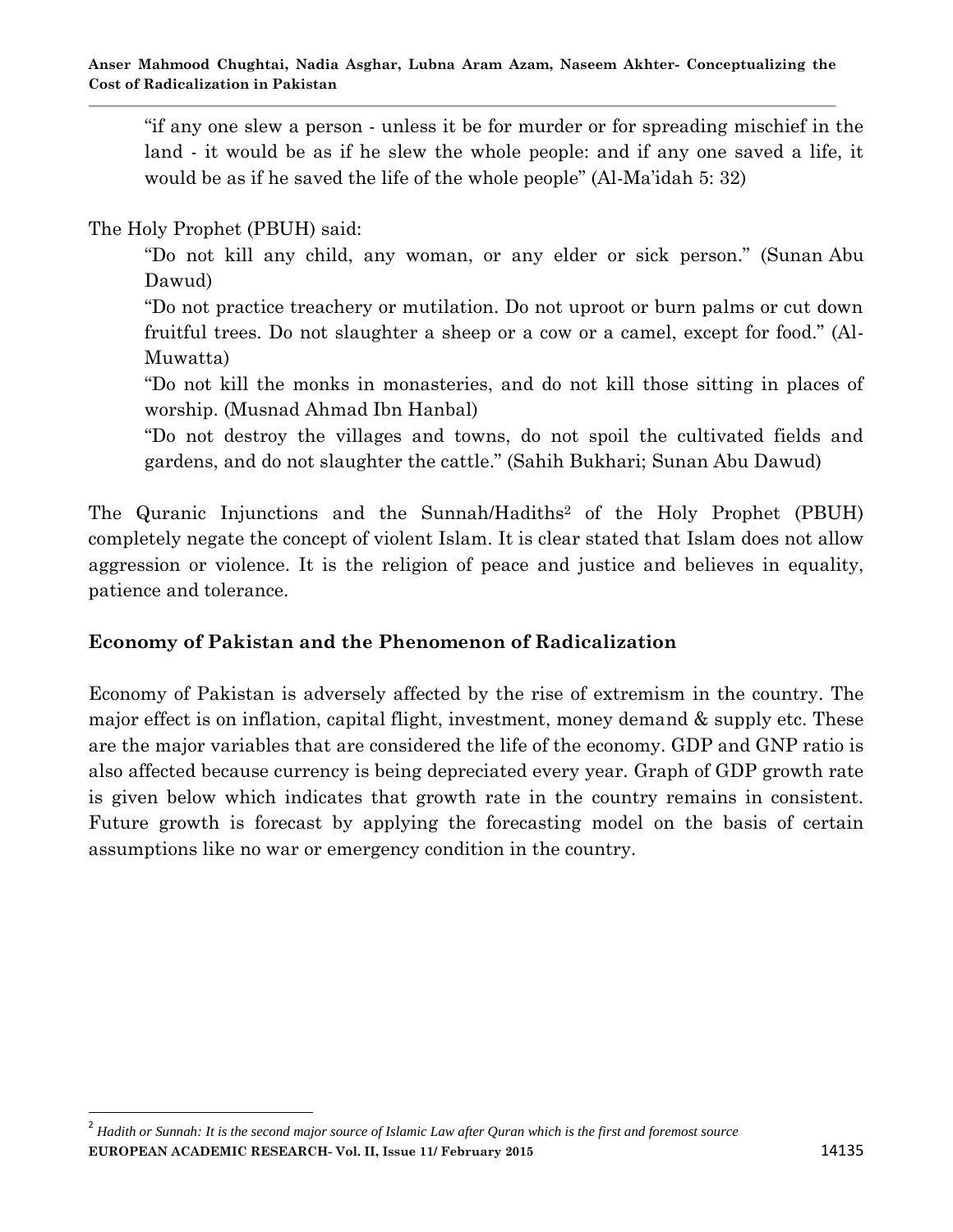> "if any one slew a person - unless it be for murder or for spreading mischief in the land - it would be as if he slew the whole people: and if any one saved a life, it would be as if he saved the life of the whole people" (Al-Ma'idah 5: 32)

The Holy Prophet (PBUH) said:

> "Do not kill any child, any woman, or any elder or sick person." (Sunan Abu Dawud)
>
> "Do not practice treachery or mutilation. Do not uproot or burn palms or cut down fruitful trees. Do not slaughter a sheep or a cow or a camel, except for food." (Al-Muwatta)
>
> "Do not kill the monks in monasteries, and do not kill those sitting in places of worship. (Musnad Ahmad Ibn Hanbal)
>
> "Do not destroy the villages and towns, do not spoil the cultivated fields and gardens, and do not slaughter the cattle." (Sahih Bukhari; Sunan Abu Dawud)

The Quranic Injunctions and the Sunnah/Hadiths[2] of the Holy Prophet (PBUH) completely negate the concept of violent Islam. It is clear stated that Islam does not allow aggression or violence. It is the religion of peace and justice and believes in equality, patience and tolerance.

## Economy of Pakistan and the Phenomenon of Radicalization

Economy of Pakistan is adversely affected by the rise of extremism in the country. The major effect is on inflation, capital flight, investment, money demand & supply etc. These are the major variables that are considered the life of the economy. GDP and GNP ratio is also affected because currency is being depreciated every year. Graph of GDP growth rate is given below which indicates that growth rate in the country remains in consistent. Future growth is forecast by applying the forecasting model on the basis of certain assumptions like no war or emergency condition in the country.

---

[2] *Hadith or Sunnah: It is the second major source of Islamic Law after Quran which is the first and foremost source*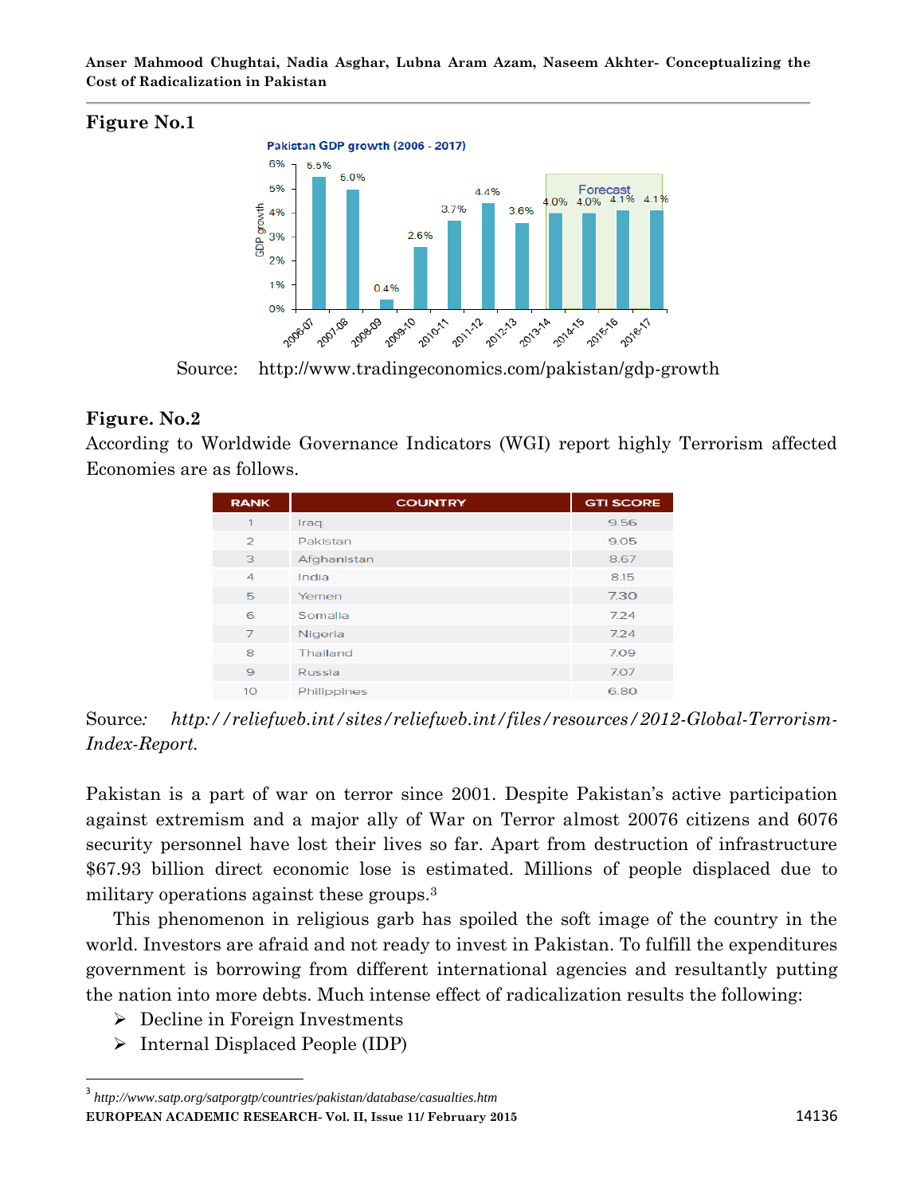**Figure No.1**

Pakistan GDP growth (2006 - 2017)

| Year | GDP growth |
|---|---|
| 2006-07 | 5.5% |
| 2007-08 | 5.0% |
| 2008-09 | 0.4% |
| 2009-10 | 2.6% |
| 2010-11 | 3.7% |
| 2011-12 | 4.4% |
| 2012-13 | 3.6% |
| 2013-14 (Forecast) | 4.0% |
| 2014-15 (Forecast) | 4.0% |
| 2015-16 (Forecast) | 4.1% |
| 2016-17 (Forecast) | 4.1% |

Source: http://www.tradingeconomics.com/pakistan/gdp-growth

**Figure. No.2**

According to Worldwide Governance Indicators (WGI) report highly Terrorism affected Economies are as follows.

| RANK | COUNTRY | GTI SCORE |
|---|---|---|
| 1 | Iraq | 9.56 |
| 2 | Pakistan | 9.05 |
| 3 | Afghanistan | 8.67 |
| 4 | India | 8.15 |
| 5 | Yemen | 7.30 |
| 6 | Somalia | 7.24 |
| 7 | Nigeria | 7.24 |
| 8 | Thailand | 7.09 |
| 9 | Russia | 7.07 |
| 10 | Philippines | 6.80 |

Source*: http://reliefweb.int/sites/reliefweb.int/files/resources/2012-Global-Terrorism-Index-Report.*

Pakistan is a part of war on terror since 2001. Despite Pakistan's active participation against extremism and a major ally of War on Terror almost 20076 citizens and 6076 security personnel have lost their lives so far. Apart from destruction of infrastructure $67.93 billion direct economic lose is estimated. Millions of people displaced due to military operations against these groups.[3]

This phenomenon in religious garb has spoiled the soft image of the country in the world. Investors are afraid and not ready to invest in Pakistan. To fulfill the expenditures government is borrowing from different international agencies and resultantly putting the nation into more debts. Much intense effect of radicalization results the following:

- Decline in Foreign Investments
- Internal Displaced People (IDP)

[3] *http://www.satp.org/satporgtp/countries/pakistan/database/casualties.htm*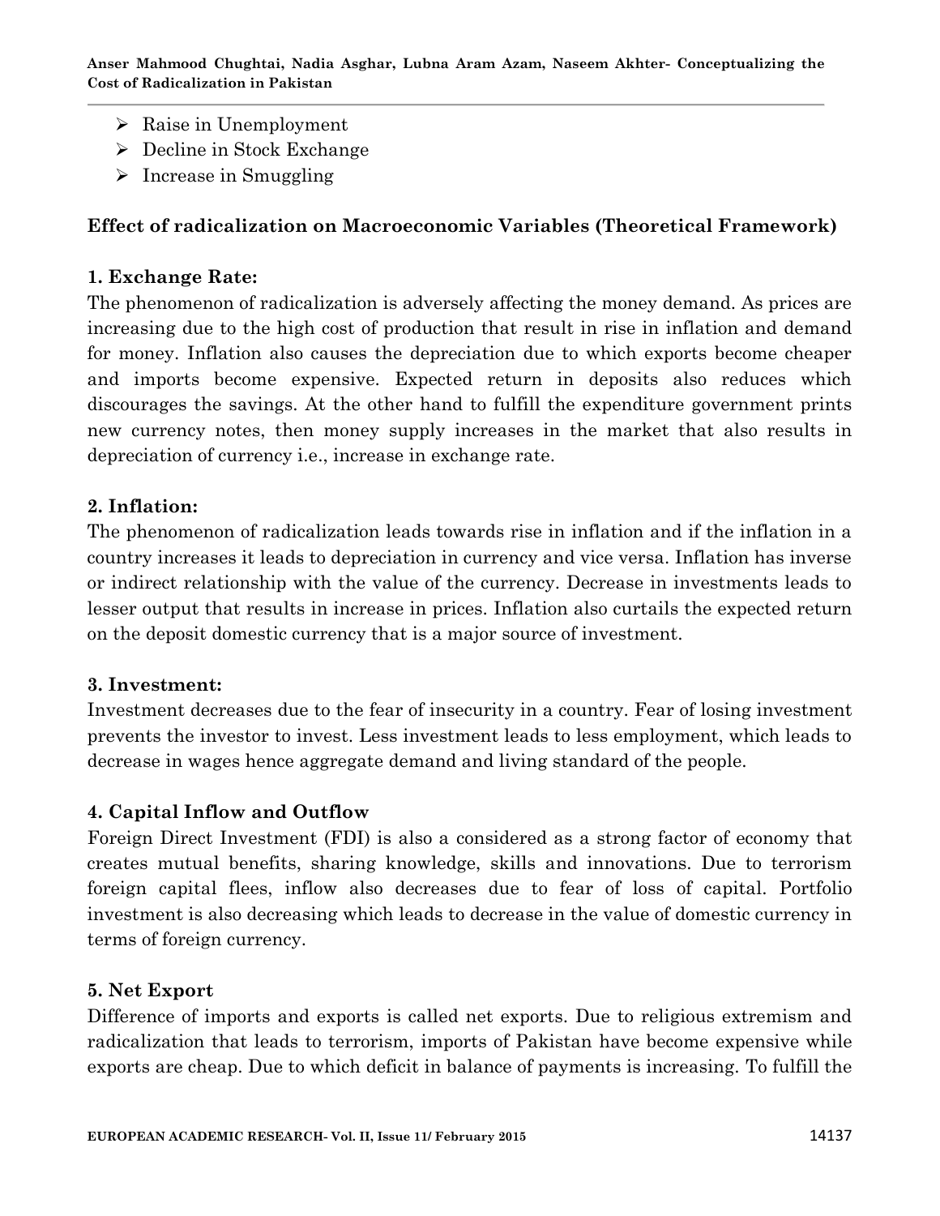- Raise in Unemployment
- Decline in Stock Exchange
- Increase in Smuggling

**Effect of radicalization on Macroeconomic Variables (Theoretical Framework)**

**1. Exchange Rate:**

The phenomenon of radicalization is adversely affecting the money demand. As prices are increasing due to the high cost of production that result in rise in inflation and demand for money. Inflation also causes the depreciation due to which exports become cheaper and imports become expensive. Expected return in deposits also reduces which discourages the savings. At the other hand to fulfill the expenditure government prints new currency notes, then money supply increases in the market that also results in depreciation of currency i.e., increase in exchange rate.

**2. Inflation:**

The phenomenon of radicalization leads towards rise in inflation and if the inflation in a country increases it leads to depreciation in currency and vice versa. Inflation has inverse or indirect relationship with the value of the currency. Decrease in investments leads to lesser output that results in increase in prices. Inflation also curtails the expected return on the deposit domestic currency that is a major source of investment.

**3. Investment:**

Investment decreases due to the fear of insecurity in a country. Fear of losing investment prevents the investor to invest. Less investment leads to less employment, which leads to decrease in wages hence aggregate demand and living standard of the people.

**4. Capital Inflow and Outflow**

Foreign Direct Investment (FDI) is also a considered as a strong factor of economy that creates mutual benefits, sharing knowledge, skills and innovations. Due to terrorism foreign capital flees, inflow also decreases due to fear of loss of capital. Portfolio investment is also decreasing which leads to decrease in the value of domestic currency in terms of foreign currency.

**5. Net Export**

Difference of imports and exports is called net exports. Due to religious extremism and radicalization that leads to terrorism, imports of Pakistan have become expensive while exports are cheap. Due to which deficit in balance of payments is increasing. To fulfill the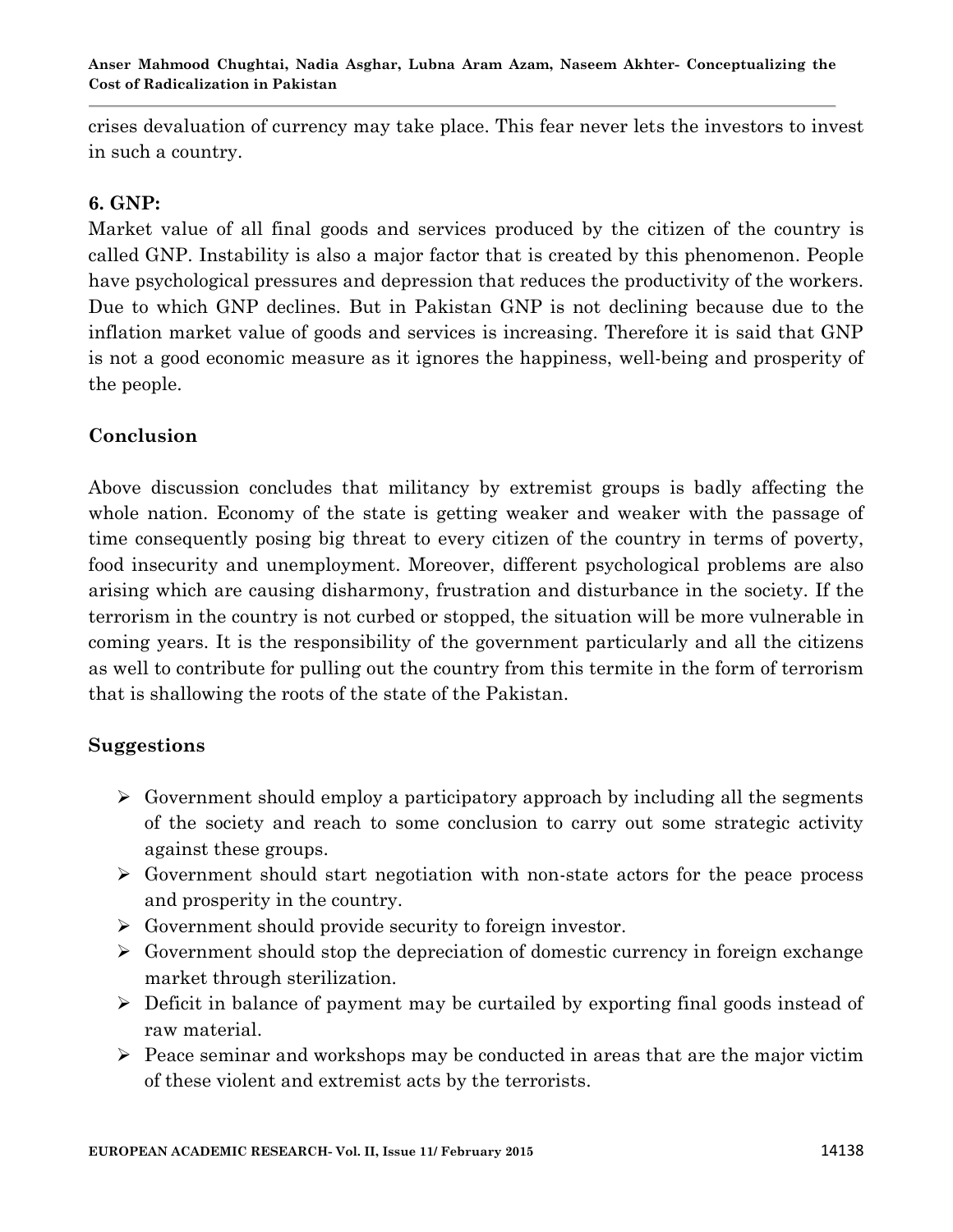crises devaluation of currency may take place. This fear never lets the investors to invest in such a country.

**6. GNP:**

Market value of all final goods and services produced by the citizen of the country is called GNP. Instability is also a major factor that is created by this phenomenon. People have psychological pressures and depression that reduces the productivity of the workers. Due to which GNP declines. But in Pakistan GNP is not declining because due to the inflation market value of goods and services is increasing. Therefore it is said that GNP is not a good economic measure as it ignores the happiness, well-being and prosperity of the people.

## Conclusion

Above discussion concludes that militancy by extremist groups is badly affecting the whole nation. Economy of the state is getting weaker and weaker with the passage of time consequently posing big threat to every citizen of the country in terms of poverty, food insecurity and unemployment. Moreover, different psychological problems are also arising which are causing disharmony, frustration and disturbance in the society. If the terrorism in the country is not curbed or stopped, the situation will be more vulnerable in coming years. It is the responsibility of the government particularly and all the citizens as well to contribute for pulling out the country from this termite in the form of terrorism that is shallowing the roots of the state of the Pakistan.

## Suggestions

- Government should employ a participatory approach by including all the segments of the society and reach to some conclusion to carry out some strategic activity against these groups.
- Government should start negotiation with non-state actors for the peace process and prosperity in the country.
- Government should provide security to foreign investor.
- Government should stop the depreciation of domestic currency in foreign exchange market through sterilization.
- Deficit in balance of payment may be curtailed by exporting final goods instead of raw material.
- Peace seminar and workshops may be conducted in areas that are the major victim of these violent and extremist acts by the terrorists.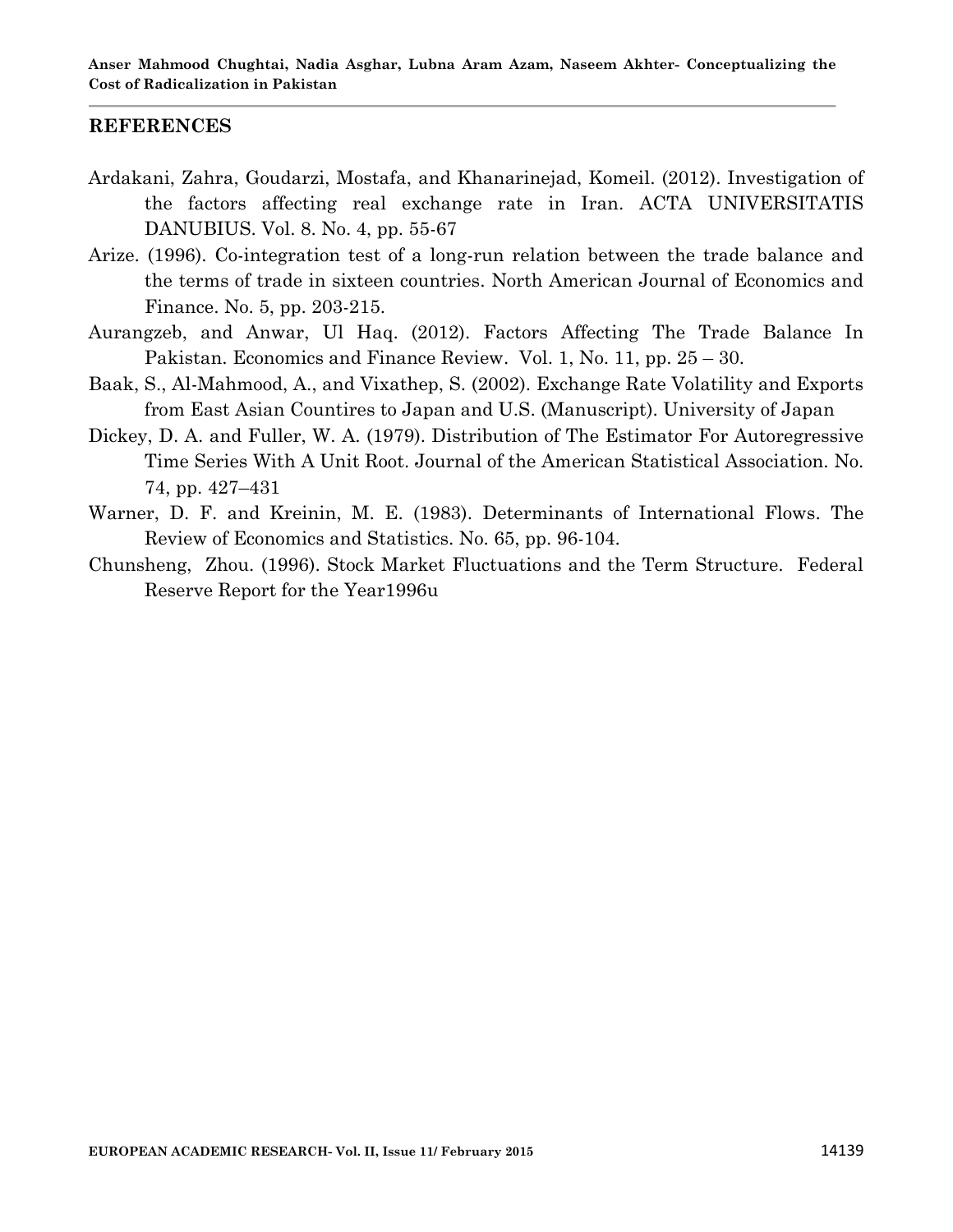## REFERENCES

Ardakani, Zahra, Goudarzi, Mostafa, and Khanarinejad, Komeil. (2012). Investigation of the factors affecting real exchange rate in Iran. ACTA UNIVERSITATIS DANUBIUS. Vol. 8. No. 4, pp. 55-67

Arize. (1996). Co-integration test of a long-run relation between the trade balance and the terms of trade in sixteen countries. North American Journal of Economics and Finance. No. 5, pp. 203-215.

Aurangzeb, and Anwar, Ul Haq. (2012). Factors Affecting The Trade Balance In Pakistan. Economics and Finance Review. Vol. 1, No. 11, pp. 25 – 30.

Baak, S., Al-Mahmood, A., and Vixathep, S. (2002). Exchange Rate Volatility and Exports from East Asian Countires to Japan and U.S. (Manuscript). University of Japan

Dickey, D. A. and Fuller, W. A. (1979). Distribution of The Estimator For Autoregressive Time Series With A Unit Root. Journal of the American Statistical Association. No. 74, pp. 427–431

Warner, D. F. and Kreinin, M. E. (1983). Determinants of International Flows. The Review of Economics and Statistics. No. 65, pp. 96-104.

Chunsheng, Zhou. (1996). Stock Market Fluctuations and the Term Structure. Federal Reserve Report for the Year1996u